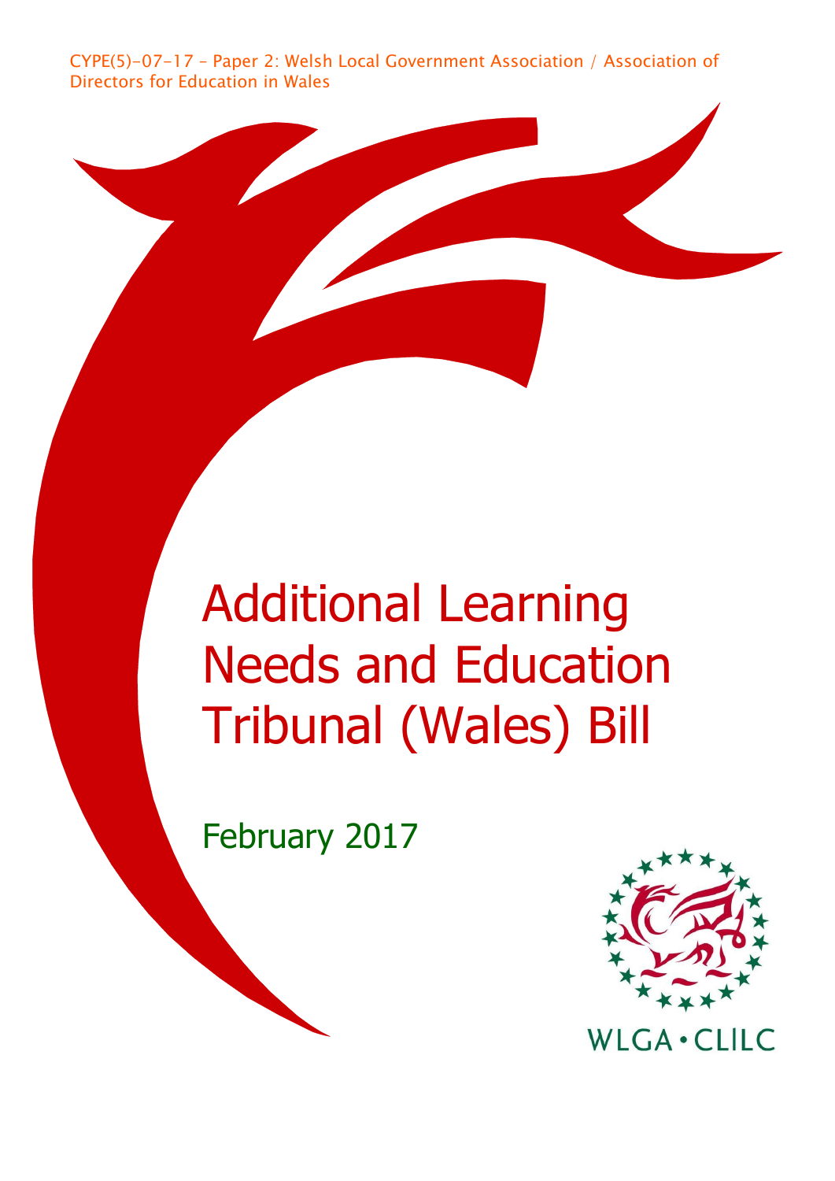CYPE(5)-07-17 – Paper 2: Welsh Local Government Association / Association of Directors for Education in Wales

# Additional Learning Needs and Education Tribunal (Wales) Bill

February 2017

WLGA • CLlLC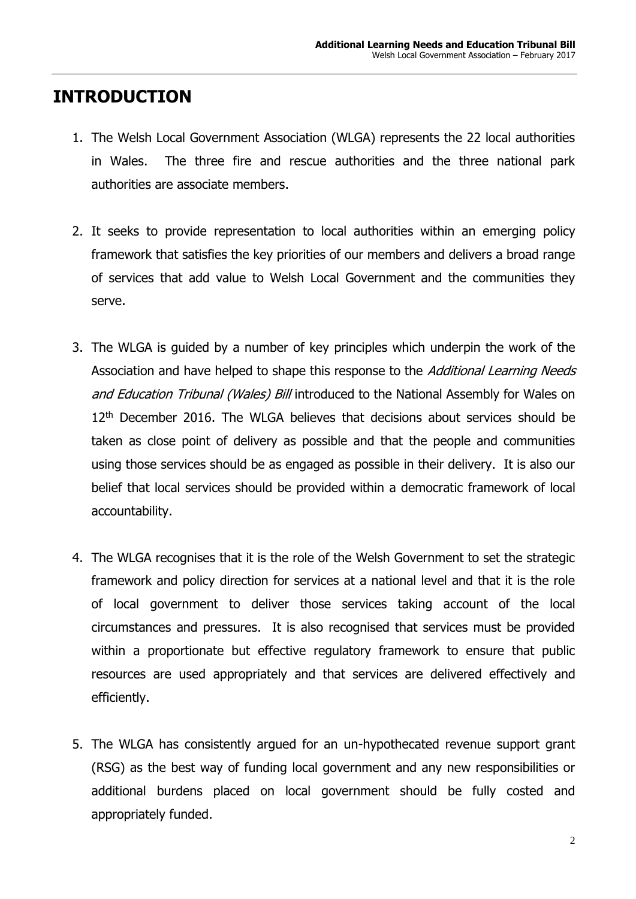# INTRODUCTION

1. The Welsh Local Government Association (WLGA) represents the 22 local authorities in Wales. The three fire and rescue authorities and the three national park authorities are associate members.

2. It seeks to provide representation to local authorities within an emerging policy framework that satisfies the key priorities of our members and delivers a broad range of services that add value to Welsh Local Government and the communities they serve.

3. The WLGA is guided by a number of key principles which underpin the work of the Association and have helped to shape this response to the *Additional Learning Needs and Education Tribunal (Wales) Bill* introduced to the National Assembly for Wales on 12th December 2016. The WLGA believes that decisions about services should be taken as close point of delivery as possible and that the people and communities using those services should be as engaged as possible in their delivery. It is also our belief that local services should be provided within a democratic framework of local accountability.

4. The WLGA recognises that it is the role of the Welsh Government to set the strategic framework and policy direction for services at a national level and that it is the role of local government to deliver those services taking account of the local circumstances and pressures. It is also recognised that services must be provided within a proportionate but effective regulatory framework to ensure that public resources are used appropriately and that services are delivered effectively and efficiently.

5. The WLGA has consistently argued for an un-hypothecated revenue support grant (RSG) as the best way of funding local government and any new responsibilities or additional burdens placed on local government should be fully costed and appropriately funded.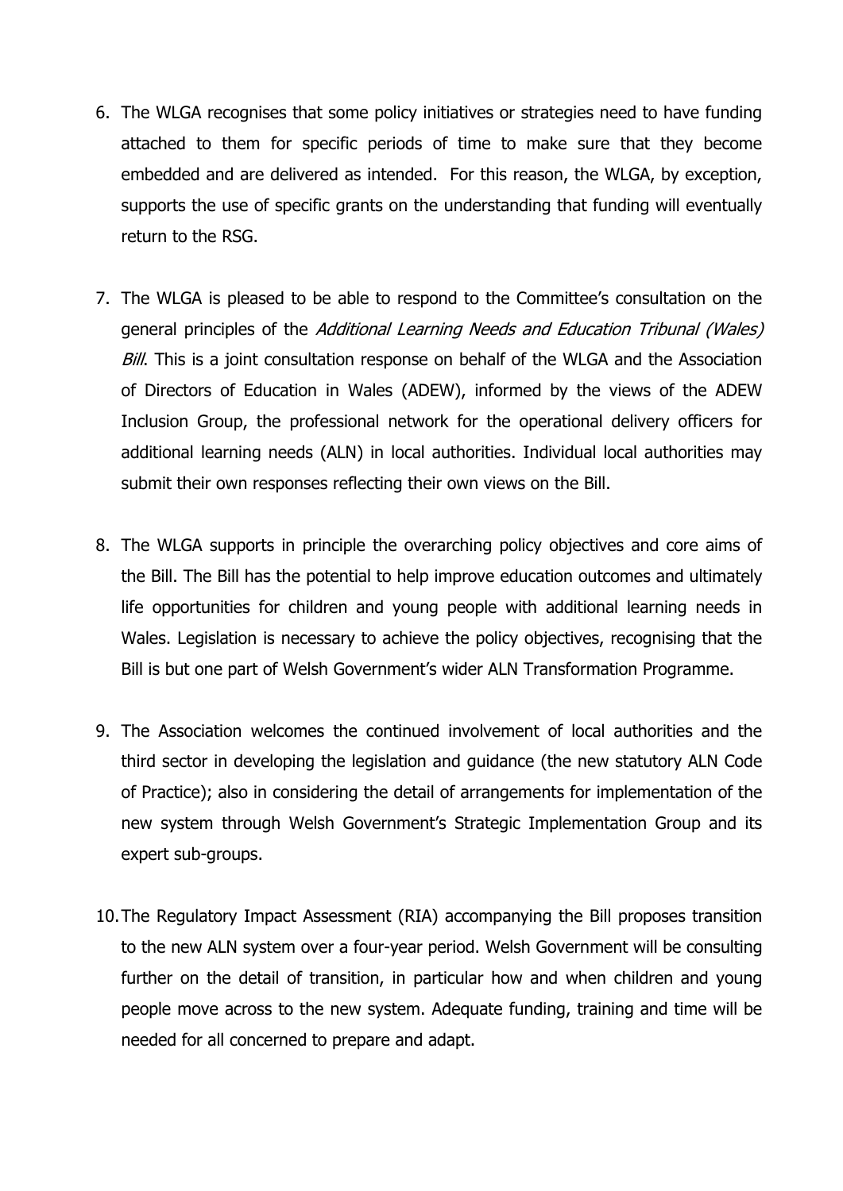6. The WLGA recognises that some policy initiatives or strategies need to have funding attached to them for specific periods of time to make sure that they become embedded and are delivered as intended. For this reason, the WLGA, by exception, supports the use of specific grants on the understanding that funding will eventually return to the RSG.

7. The WLGA is pleased to be able to respond to the Committee's consultation on the general principles of the *Additional Learning Needs and Education Tribunal (Wales) Bill*. This is a joint consultation response on behalf of the WLGA and the Association of Directors of Education in Wales (ADEW), informed by the views of the ADEW Inclusion Group, the professional network for the operational delivery officers for additional learning needs (ALN) in local authorities. Individual local authorities may submit their own responses reflecting their own views on the Bill.

8. The WLGA supports in principle the overarching policy objectives and core aims of the Bill. The Bill has the potential to help improve education outcomes and ultimately life opportunities for children and young people with additional learning needs in Wales. Legislation is necessary to achieve the policy objectives, recognising that the Bill is but one part of Welsh Government's wider ALN Transformation Programme.

9. The Association welcomes the continued involvement of local authorities and the third sector in developing the legislation and guidance (the new statutory ALN Code of Practice); also in considering the detail of arrangements for implementation of the new system through Welsh Government's Strategic Implementation Group and its expert sub-groups.

10. The Regulatory Impact Assessment (RIA) accompanying the Bill proposes transition to the new ALN system over a four-year period. Welsh Government will be consulting further on the detail of transition, in particular how and when children and young people move across to the new system. Adequate funding, training and time will be needed for all concerned to prepare and adapt.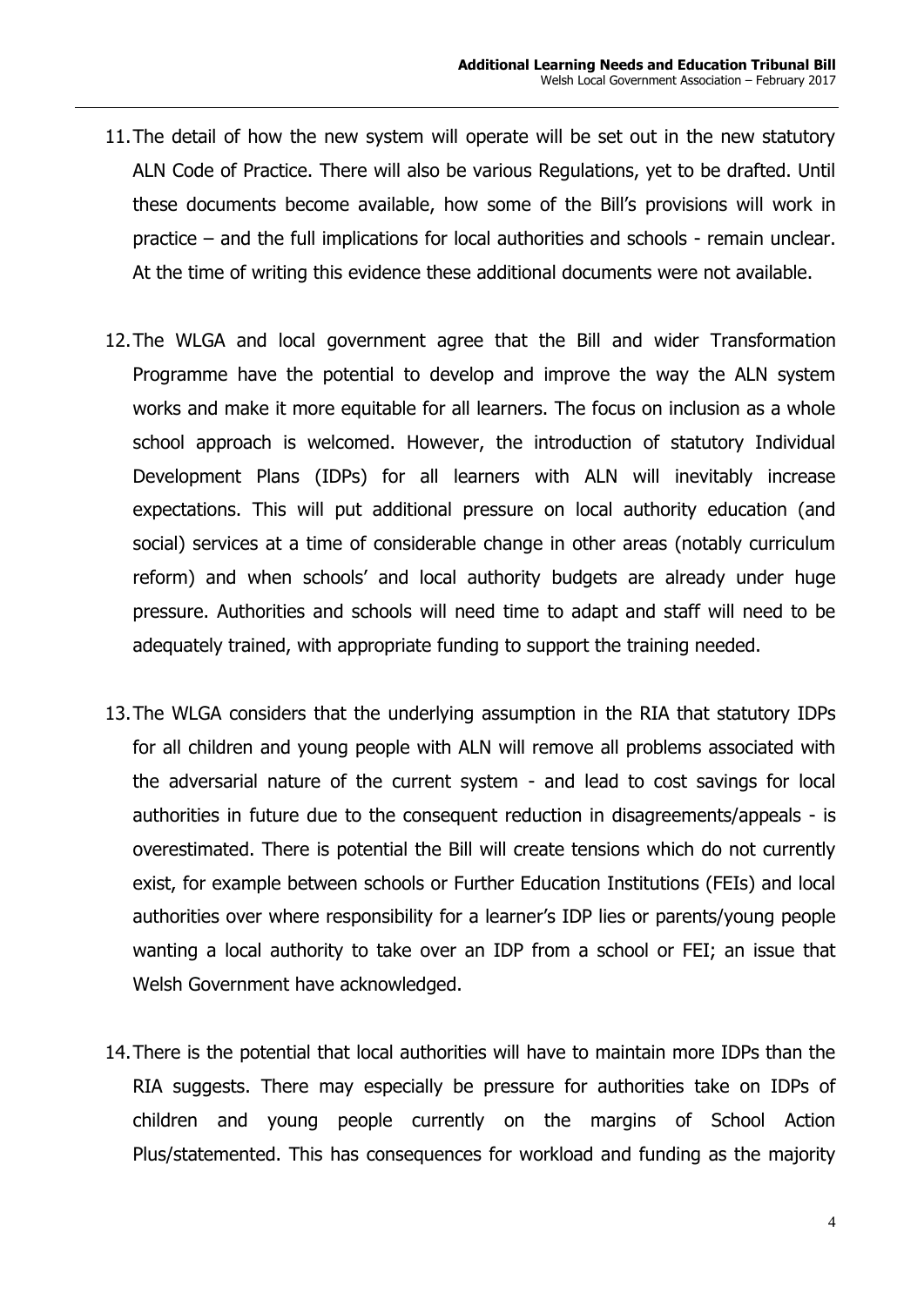11. The detail of how the new system will operate will be set out in the new statutory ALN Code of Practice. There will also be various Regulations, yet to be drafted. Until these documents become available, how some of the Bill's provisions will work in practice – and the full implications for local authorities and schools - remain unclear. At the time of writing this evidence these additional documents were not available.

12. The WLGA and local government agree that the Bill and wider Transformation Programme have the potential to develop and improve the way the ALN system works and make it more equitable for all learners. The focus on inclusion as a whole school approach is welcomed. However, the introduction of statutory Individual Development Plans (IDPs) for all learners with ALN will inevitably increase expectations. This will put additional pressure on local authority education (and social) services at a time of considerable change in other areas (notably curriculum reform) and when schools' and local authority budgets are already under huge pressure. Authorities and schools will need time to adapt and staff will need to be adequately trained, with appropriate funding to support the training needed.

13. The WLGA considers that the underlying assumption in the RIA that statutory IDPs for all children and young people with ALN will remove all problems associated with the adversarial nature of the current system - and lead to cost savings for local authorities in future due to the consequent reduction in disagreements/appeals - is overestimated. There is potential the Bill will create tensions which do not currently exist, for example between schools or Further Education Institutions (FEIs) and local authorities over where responsibility for a learner's IDP lies or parents/young people wanting a local authority to take over an IDP from a school or FEI; an issue that Welsh Government have acknowledged.

14. There is the potential that local authorities will have to maintain more IDPs than the RIA suggests. There may especially be pressure for authorities take on IDPs of children and young people currently on the margins of School Action Plus/statemented. This has consequences for workload and funding as the majority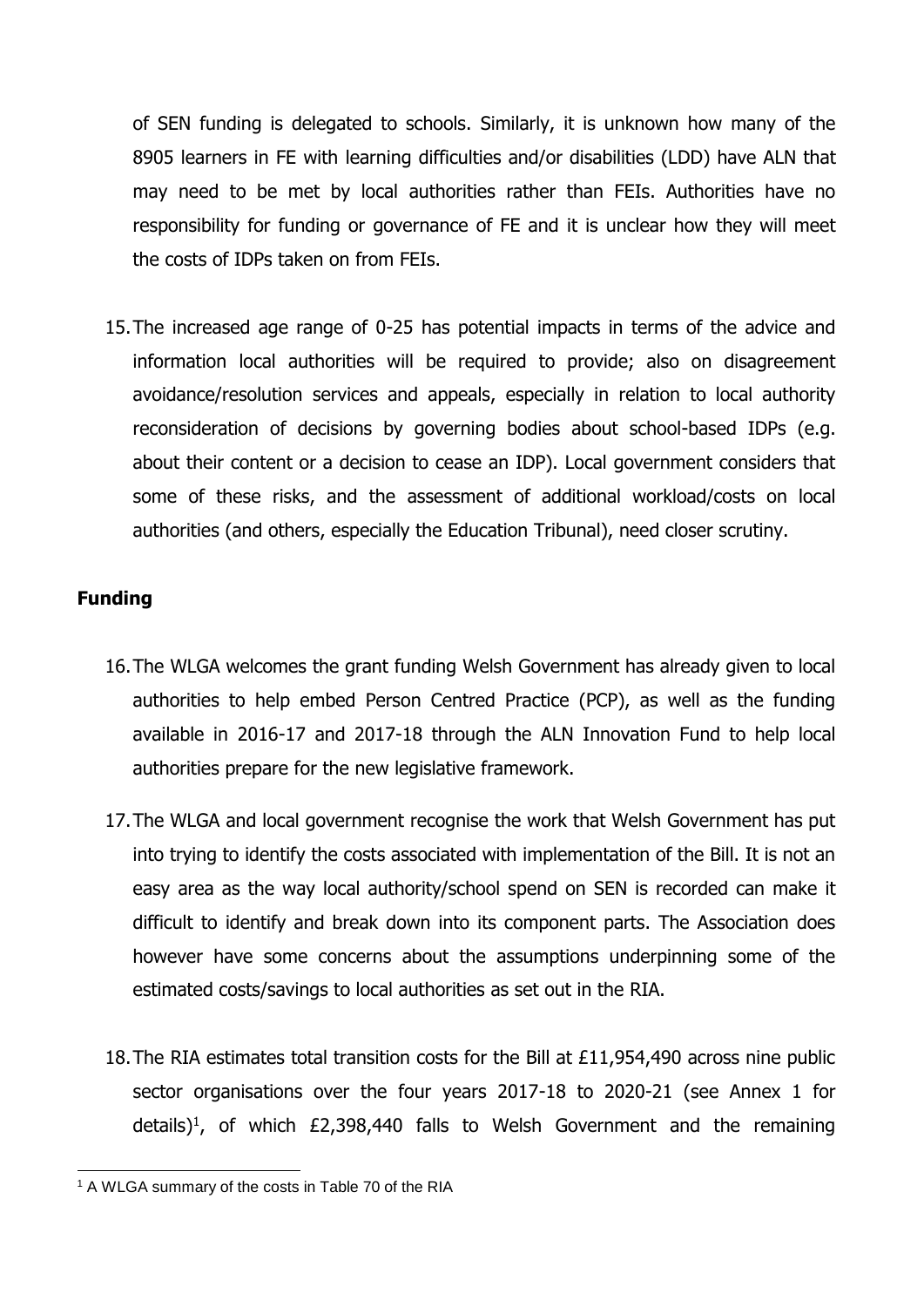of SEN funding is delegated to schools. Similarly, it is unknown how many of the 8905 learners in FE with learning difficulties and/or disabilities (LDD) have ALN that may need to be met by local authorities rather than FEIs. Authorities have no responsibility for funding or governance of FE and it is unclear how they will meet the costs of IDPs taken on from FEIs.

15. The increased age range of 0-25 has potential impacts in terms of the advice and information local authorities will be required to provide; also on disagreement avoidance/resolution services and appeals, especially in relation to local authority reconsideration of decisions by governing bodies about school-based IDPs (e.g. about their content or a decision to cease an IDP). Local government considers that some of these risks, and the assessment of additional workload/costs on local authorities (and others, especially the Education Tribunal), need closer scrutiny.

## Funding

16. The WLGA welcomes the grant funding Welsh Government has already given to local authorities to help embed Person Centred Practice (PCP), as well as the funding available in 2016-17 and 2017-18 through the ALN Innovation Fund to help local authorities prepare for the new legislative framework.

17. The WLGA and local government recognise the work that Welsh Government has put into trying to identify the costs associated with implementation of the Bill. It is not an easy area as the way local authority/school spend on SEN is recorded can make it difficult to identify and break down into its component parts. The Association does however have some concerns about the assumptions underpinning some of the estimated costs/savings to local authorities as set out in the RIA.

18. The RIA estimates total transition costs for the Bill at £11,954,490 across nine public sector organisations over the four years 2017-18 to 2020-21 (see Annex 1 for details)[1], of which £2,398,440 falls to Welsh Government and the remaining

[1] A WLGA summary of the costs in Table 70 of the RIA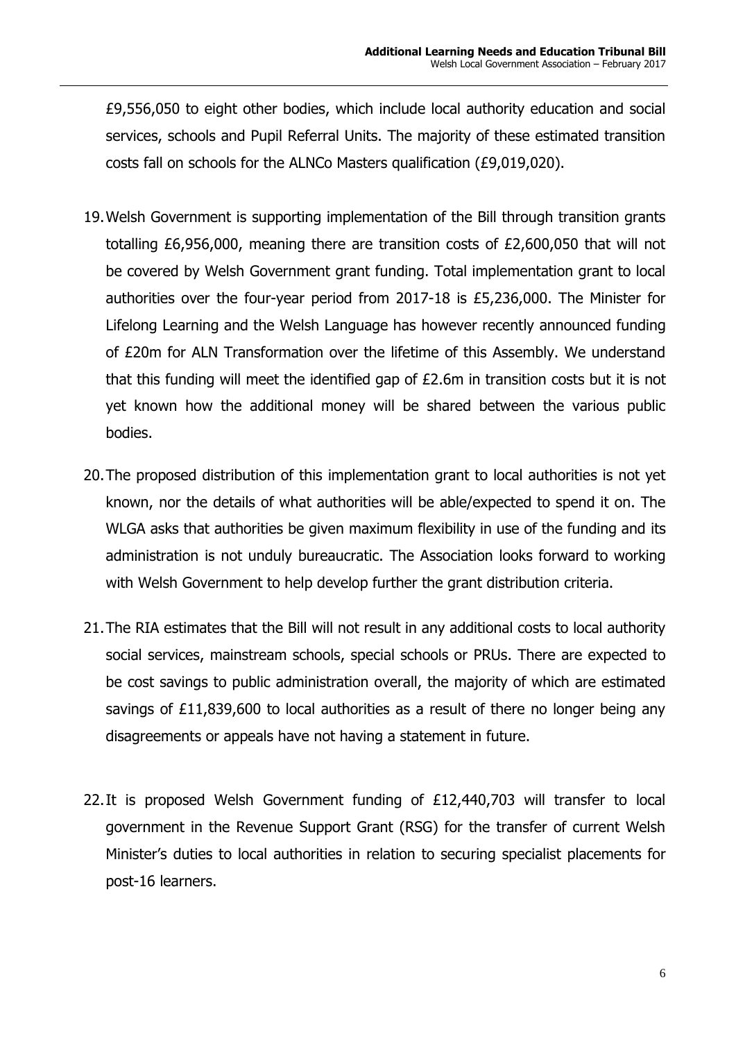£9,556,050 to eight other bodies, which include local authority education and social services, schools and Pupil Referral Units. The majority of these estimated transition costs fall on schools for the ALNCo Masters qualification (£9,019,020).

19. Welsh Government is supporting implementation of the Bill through transition grants totalling £6,956,000, meaning there are transition costs of £2,600,050 that will not be covered by Welsh Government grant funding. Total implementation grant to local authorities over the four-year period from 2017-18 is £5,236,000. The Minister for Lifelong Learning and the Welsh Language has however recently announced funding of £20m for ALN Transformation over the lifetime of this Assembly. We understand that this funding will meet the identified gap of £2.6m in transition costs but it is not yet known how the additional money will be shared between the various public bodies.

20. The proposed distribution of this implementation grant to local authorities is not yet known, nor the details of what authorities will be able/expected to spend it on. The WLGA asks that authorities be given maximum flexibility in use of the funding and its administration is not unduly bureaucratic. The Association looks forward to working with Welsh Government to help develop further the grant distribution criteria.

21. The RIA estimates that the Bill will not result in any additional costs to local authority social services, mainstream schools, special schools or PRUs. There are expected to be cost savings to public administration overall, the majority of which are estimated savings of £11,839,600 to local authorities as a result of there no longer being any disagreements or appeals have not having a statement in future.

22. It is proposed Welsh Government funding of £12,440,703 will transfer to local government in the Revenue Support Grant (RSG) for the transfer of current Welsh Minister's duties to local authorities in relation to securing specialist placements for post-16 learners.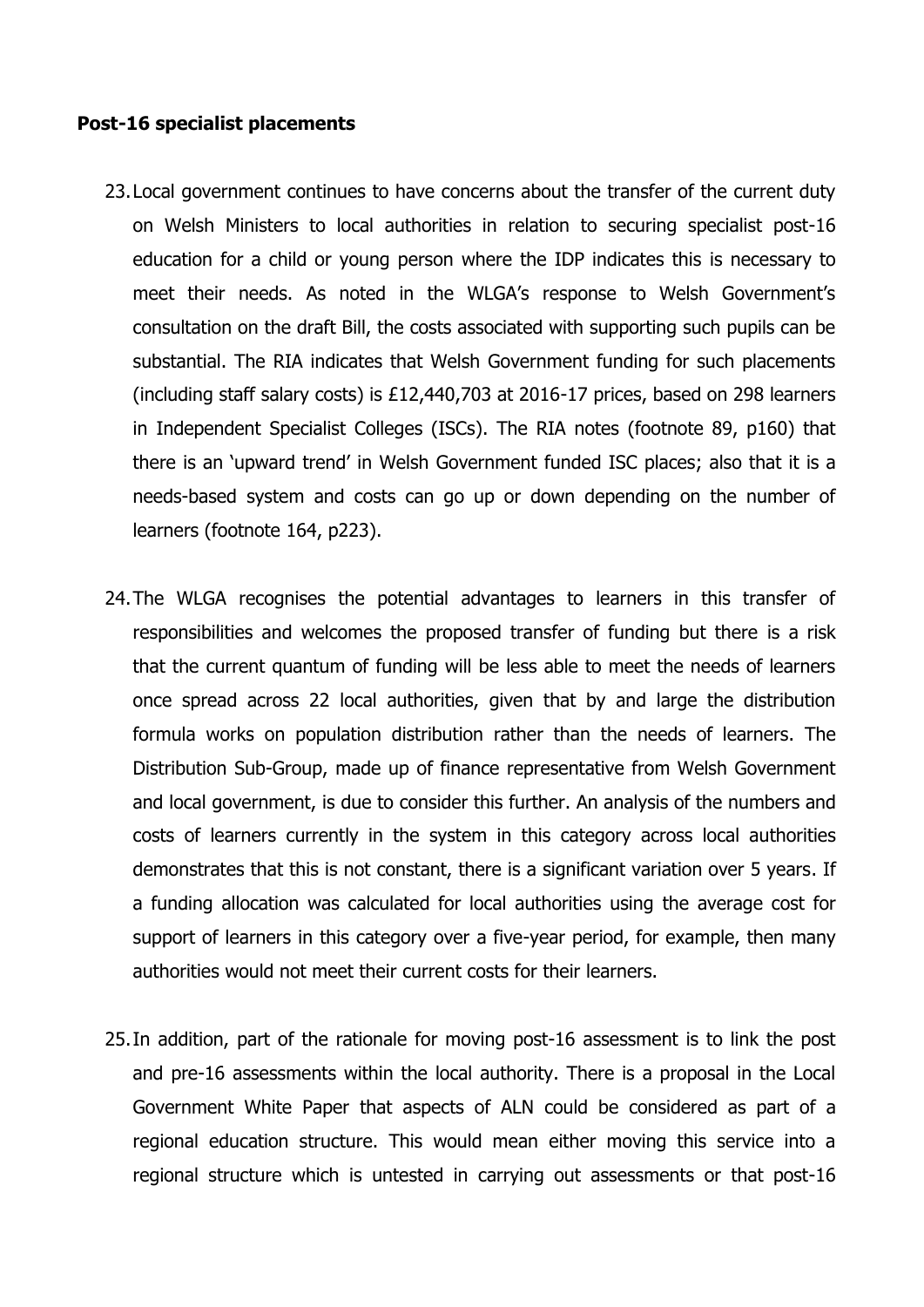**Post-16 specialist placements**

23. Local government continues to have concerns about the transfer of the current duty on Welsh Ministers to local authorities in relation to securing specialist post-16 education for a child or young person where the IDP indicates this is necessary to meet their needs. As noted in the WLGA's response to Welsh Government's consultation on the draft Bill, the costs associated with supporting such pupils can be substantial. The RIA indicates that Welsh Government funding for such placements (including staff salary costs) is £12,440,703 at 2016-17 prices, based on 298 learners in Independent Specialist Colleges (ISCs). The RIA notes (footnote 89, p160) that there is an 'upward trend' in Welsh Government funded ISC places; also that it is a needs-based system and costs can go up or down depending on the number of learners (footnote 164, p223).

24. The WLGA recognises the potential advantages to learners in this transfer of responsibilities and welcomes the proposed transfer of funding but there is a risk that the current quantum of funding will be less able to meet the needs of learners once spread across 22 local authorities, given that by and large the distribution formula works on population distribution rather than the needs of learners. The Distribution Sub-Group, made up of finance representative from Welsh Government and local government, is due to consider this further. An analysis of the numbers and costs of learners currently in the system in this category across local authorities demonstrates that this is not constant, there is a significant variation over 5 years. If a funding allocation was calculated for local authorities using the average cost for support of learners in this category over a five-year period, for example, then many authorities would not meet their current costs for their learners.

25. In addition, part of the rationale for moving post-16 assessment is to link the post and pre-16 assessments within the local authority. There is a proposal in the Local Government White Paper that aspects of ALN could be considered as part of a regional education structure. This would mean either moving this service into a regional structure which is untested in carrying out assessments or that post-16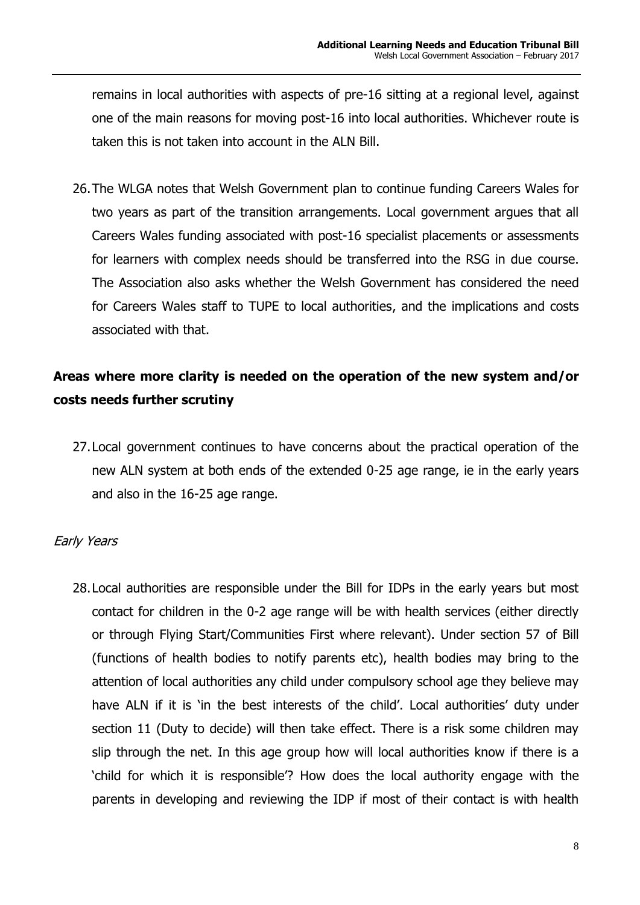remains in local authorities with aspects of pre-16 sitting at a regional level, against one of the main reasons for moving post-16 into local authorities. Whichever route is taken this is not taken into account in the ALN Bill.

26. The WLGA notes that Welsh Government plan to continue funding Careers Wales for two years as part of the transition arrangements. Local government argues that all Careers Wales funding associated with post-16 specialist placements or assessments for learners with complex needs should be transferred into the RSG in due course. The Association also asks whether the Welsh Government has considered the need for Careers Wales staff to TUPE to local authorities, and the implications and costs associated with that.

## Areas where more clarity is needed on the operation of the new system and/or costs needs further scrutiny

27. Local government continues to have concerns about the practical operation of the new ALN system at both ends of the extended 0-25 age range, ie in the early years and also in the 16-25 age range.

### *Early Years*

28. Local authorities are responsible under the Bill for IDPs in the early years but most contact for children in the 0-2 age range will be with health services (either directly or through Flying Start/Communities First where relevant). Under section 57 of Bill (functions of health bodies to notify parents etc), health bodies may bring to the attention of local authorities any child under compulsory school age they believe may have ALN if it is 'in the best interests of the child'. Local authorities' duty under section 11 (Duty to decide) will then take effect. There is a risk some children may slip through the net. In this age group how will local authorities know if there is a 'child for which it is responsible'? How does the local authority engage with the parents in developing and reviewing the IDP if most of their contact is with health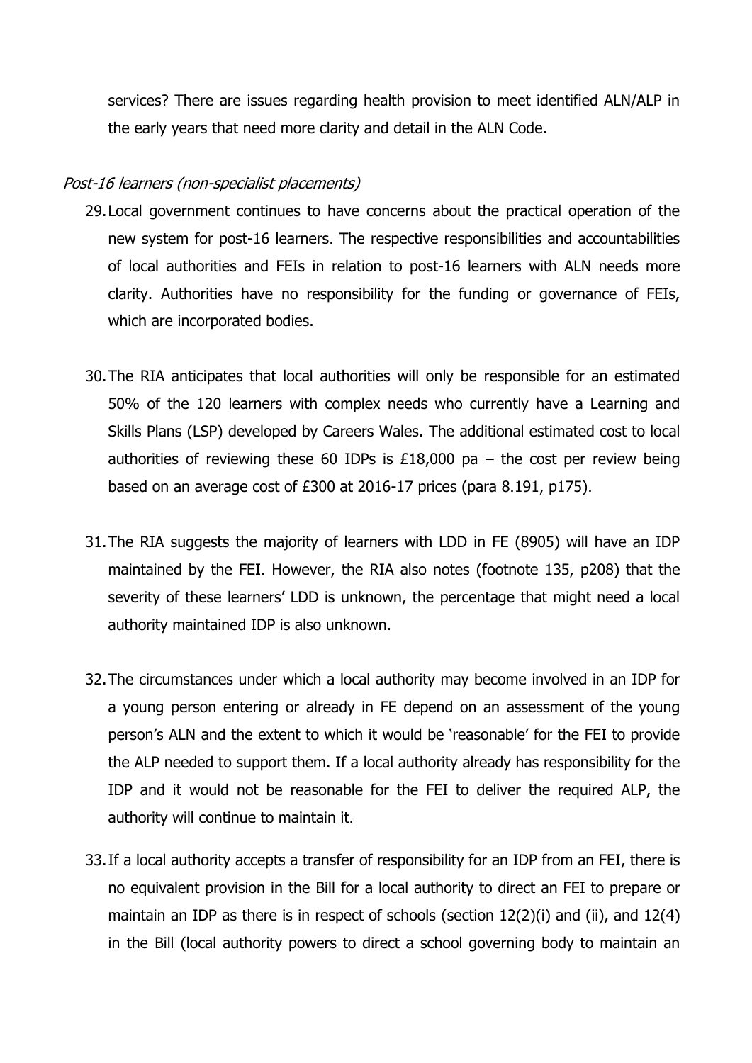services? There are issues regarding health provision to meet identified ALN/ALP in the early years that need more clarity and detail in the ALN Code.

*Post-16 learners (non-specialist placements)*

29. Local government continues to have concerns about the practical operation of the new system for post-16 learners. The respective responsibilities and accountabilities of local authorities and FEIs in relation to post-16 learners with ALN needs more clarity. Authorities have no responsibility for the funding or governance of FEIs, which are incorporated bodies.

30. The RIA anticipates that local authorities will only be responsible for an estimated 50% of the 120 learners with complex needs who currently have a Learning and Skills Plans (LSP) developed by Careers Wales. The additional estimated cost to local authorities of reviewing these 60 IDPs is £18,000 pa – the cost per review being based on an average cost of £300 at 2016-17 prices (para 8.191, p175).

31. The RIA suggests the majority of learners with LDD in FE (8905) will have an IDP maintained by the FEI. However, the RIA also notes (footnote 135, p208) that the severity of these learners' LDD is unknown, the percentage that might need a local authority maintained IDP is also unknown.

32. The circumstances under which a local authority may become involved in an IDP for a young person entering or already in FE depend on an assessment of the young person's ALN and the extent to which it would be 'reasonable' for the FEI to provide the ALP needed to support them. If a local authority already has responsibility for the IDP and it would not be reasonable for the FEI to deliver the required ALP, the authority will continue to maintain it.

33. If a local authority accepts a transfer of responsibility for an IDP from an FEI, there is no equivalent provision in the Bill for a local authority to direct an FEI to prepare or maintain an IDP as there is in respect of schools (section 12(2)(i) and (ii), and 12(4) in the Bill (local authority powers to direct a school governing body to maintain an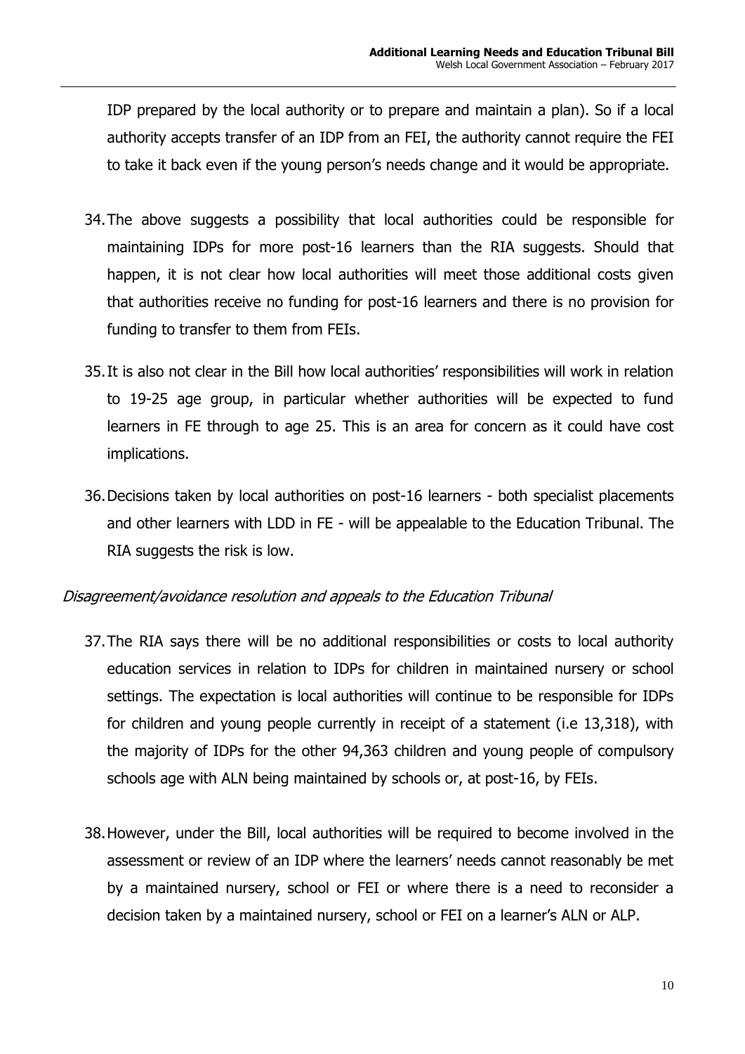IDP prepared by the local authority or to prepare and maintain a plan). So if a local authority accepts transfer of an IDP from an FEI, the authority cannot require the FEI to take it back even if the young person's needs change and it would be appropriate.

34. The above suggests a possibility that local authorities could be responsible for maintaining IDPs for more post-16 learners than the RIA suggests. Should that happen, it is not clear how local authorities will meet those additional costs given that authorities receive no funding for post-16 learners and there is no provision for funding to transfer to them from FEIs.

35. It is also not clear in the Bill how local authorities' responsibilities will work in relation to 19-25 age group, in particular whether authorities will be expected to fund learners in FE through to age 25. This is an area for concern as it could have cost implications.

36. Decisions taken by local authorities on post-16 learners - both specialist placements and other learners with LDD in FE - will be appealable to the Education Tribunal. The RIA suggests the risk is low.

*Disagreement/avoidance resolution and appeals to the Education Tribunal*

37. The RIA says there will be no additional responsibilities or costs to local authority education services in relation to IDPs for children in maintained nursery or school settings. The expectation is local authorities will continue to be responsible for IDPs for children and young people currently in receipt of a statement (i.e 13,318), with the majority of IDPs for the other 94,363 children and young people of compulsory schools age with ALN being maintained by schools or, at post-16, by FEIs.

38. However, under the Bill, local authorities will be required to become involved in the assessment or review of an IDP where the learners' needs cannot reasonably be met by a maintained nursery, school or FEI or where there is a need to reconsider a decision taken by a maintained nursery, school or FEI on a learner's ALN or ALP.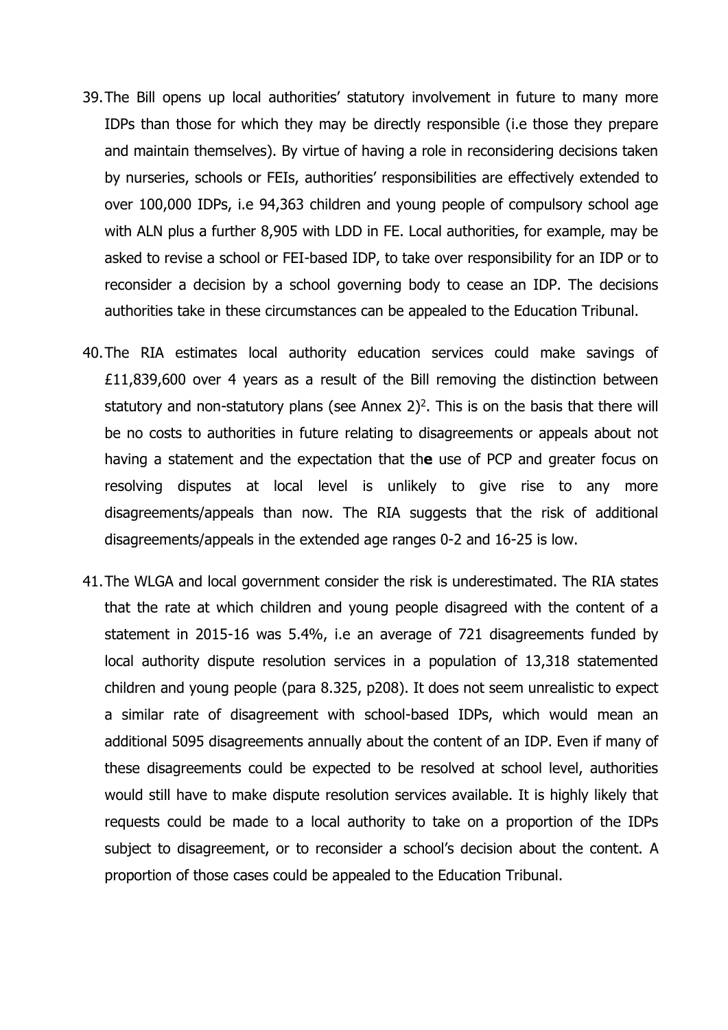39. The Bill opens up local authorities' statutory involvement in future to many more IDPs than those for which they may be directly responsible (i.e those they prepare and maintain themselves). By virtue of having a role in reconsidering decisions taken by nurseries, schools or FEIs, authorities' responsibilities are effectively extended to over 100,000 IDPs, i.e 94,363 children and young people of compulsory school age with ALN plus a further 8,905 with LDD in FE. Local authorities, for example, may be asked to revise a school or FEI-based IDP, to take over responsibility for an IDP or to reconsider a decision by a school governing body to cease an IDP. The decisions authorities take in these circumstances can be appealed to the Education Tribunal.

40. The RIA estimates local authority education services could make savings of £11,839,600 over 4 years as a result of the Bill removing the distinction between statutory and non-statutory plans (see Annex 2)[2]. This is on the basis that there will be no costs to authorities in future relating to disagreements or appeals about not having a statement and the expectation that th**e** use of PCP and greater focus on resolving disputes at local level is unlikely to give rise to any more disagreements/appeals than now. The RIA suggests that the risk of additional disagreements/appeals in the extended age ranges 0-2 and 16-25 is low.

41. The WLGA and local government consider the risk is underestimated. The RIA states that the rate at which children and young people disagreed with the content of a statement in 2015-16 was 5.4%, i.e an average of 721 disagreements funded by local authority dispute resolution services in a population of 13,318 statemented children and young people (para 8.325, p208). It does not seem unrealistic to expect a similar rate of disagreement with school-based IDPs, which would mean an additional 5095 disagreements annually about the content of an IDP. Even if many of these disagreements could be expected to be resolved at school level, authorities would still have to make dispute resolution services available. It is highly likely that requests could be made to a local authority to take on a proportion of the IDPs subject to disagreement, or to reconsider a school's decision about the content. A proportion of those cases could be appealed to the Education Tribunal.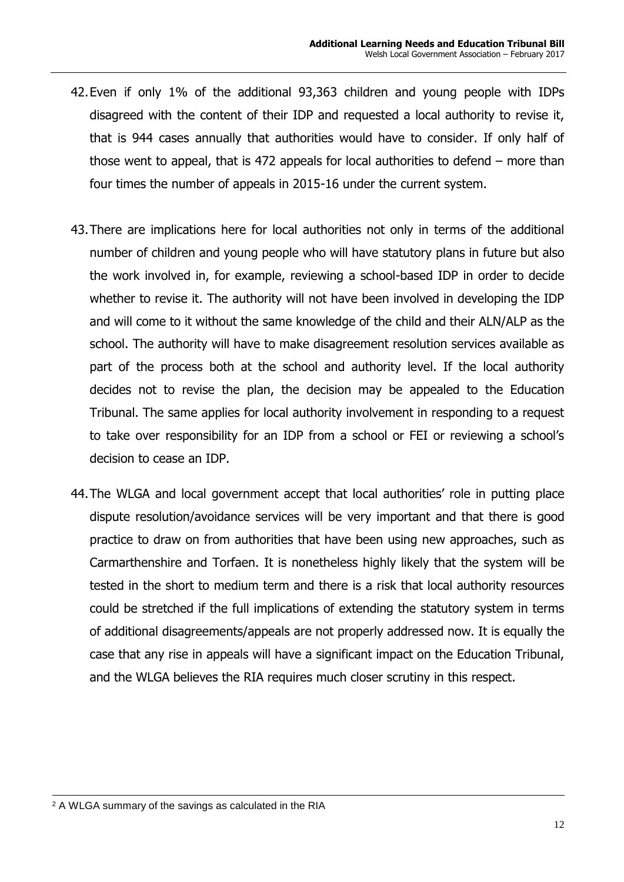42. Even if only 1% of the additional 93,363 children and young people with IDPs disagreed with the content of their IDP and requested a local authority to revise it, that is 944 cases annually that authorities would have to consider. If only half of those went to appeal, that is 472 appeals for local authorities to defend – more than four times the number of appeals in 2015-16 under the current system.

43. There are implications here for local authorities not only in terms of the additional number of children and young people who will have statutory plans in future but also the work involved in, for example, reviewing a school-based IDP in order to decide whether to revise it. The authority will not have been involved in developing the IDP and will come to it without the same knowledge of the child and their ALN/ALP as the school. The authority will have to make disagreement resolution services available as part of the process both at the school and authority level. If the local authority decides not to revise the plan, the decision may be appealed to the Education Tribunal. The same applies for local authority involvement in responding to a request to take over responsibility for an IDP from a school or FEI or reviewing a school's decision to cease an IDP.

44. The WLGA and local government accept that local authorities' role in putting place dispute resolution/avoidance services will be very important and that there is good practice to draw on from authorities that have been using new approaches, such as Carmarthenshire and Torfaen. It is nonetheless highly likely that the system will be tested in the short to medium term and there is a risk that local authority resources could be stretched if the full implications of extending the statutory system in terms of additional disagreements/appeals are not properly addressed now. It is equally the case that any rise in appeals will have a significant impact on the Education Tribunal, and the WLGA believes the RIA requires much closer scrutiny in this respect.

[2] A WLGA summary of the savings as calculated in the RIA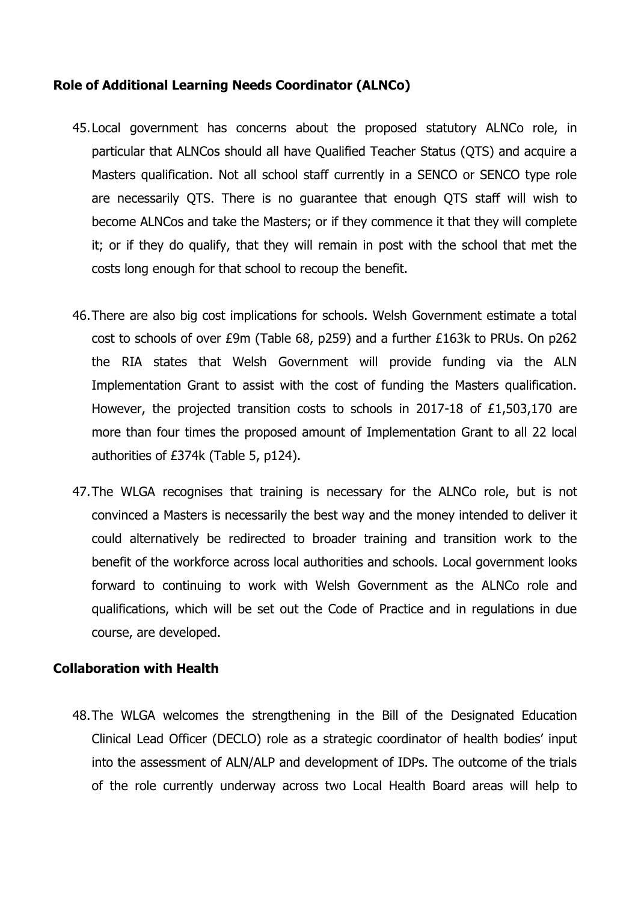**Role of Additional Learning Needs Coordinator (ALNCo)**

45. Local government has concerns about the proposed statutory ALNCo role, in particular that ALNCos should all have Qualified Teacher Status (QTS) and acquire a Masters qualification. Not all school staff currently in a SENCO or SENCO type role are necessarily QTS. There is no guarantee that enough QTS staff will wish to become ALNCos and take the Masters; or if they commence it that they will complete it; or if they do qualify, that they will remain in post with the school that met the costs long enough for that school to recoup the benefit.

46. There are also big cost implications for schools. Welsh Government estimate a total cost to schools of over £9m (Table 68, p259) and a further £163k to PRUs. On p262 the RIA states that Welsh Government will provide funding via the ALN Implementation Grant to assist with the cost of funding the Masters qualification. However, the projected transition costs to schools in 2017-18 of £1,503,170 are more than four times the proposed amount of Implementation Grant to all 22 local authorities of £374k (Table 5, p124).

47. The WLGA recognises that training is necessary for the ALNCo role, but is not convinced a Masters is necessarily the best way and the money intended to deliver it could alternatively be redirected to broader training and transition work to the benefit of the workforce across local authorities and schools. Local government looks forward to continuing to work with Welsh Government as the ALNCo role and qualifications, which will be set out the Code of Practice and in regulations in due course, are developed.

**Collaboration with Health**

48. The WLGA welcomes the strengthening in the Bill of the Designated Education Clinical Lead Officer (DECLO) role as a strategic coordinator of health bodies' input into the assessment of ALN/ALP and development of IDPs. The outcome of the trials of the role currently underway across two Local Health Board areas will help to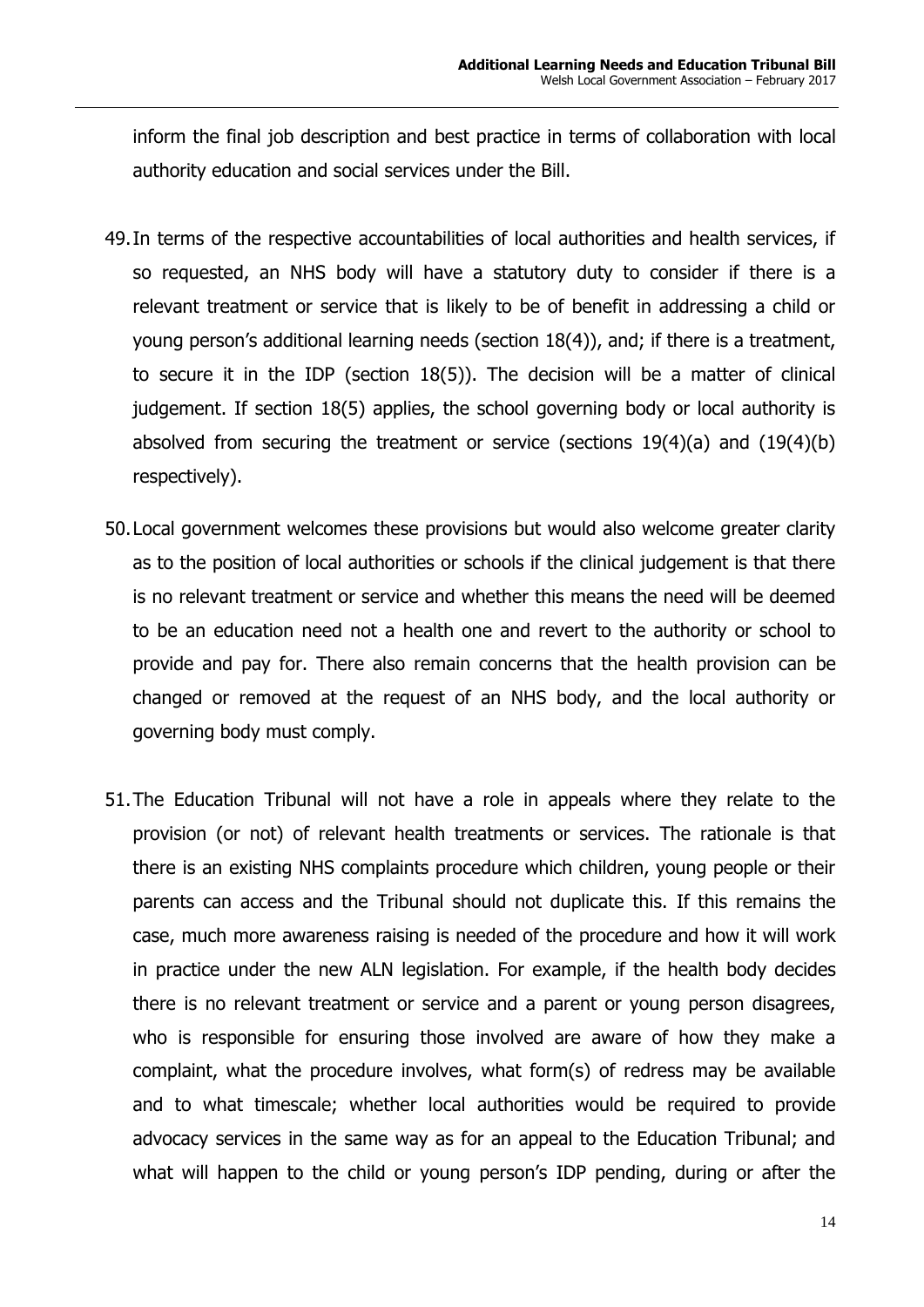inform the final job description and best practice in terms of collaboration with local authority education and social services under the Bill.

49. In terms of the respective accountabilities of local authorities and health services, if so requested, an NHS body will have a statutory duty to consider if there is a relevant treatment or service that is likely to be of benefit in addressing a child or young person's additional learning needs (section 18(4)), and; if there is a treatment, to secure it in the IDP (section 18(5)). The decision will be a matter of clinical judgement. If section 18(5) applies, the school governing body or local authority is absolved from securing the treatment or service (sections 19(4)(a) and (19(4)(b) respectively).

50. Local government welcomes these provisions but would also welcome greater clarity as to the position of local authorities or schools if the clinical judgement is that there is no relevant treatment or service and whether this means the need will be deemed to be an education need not a health one and revert to the authority or school to provide and pay for. There also remain concerns that the health provision can be changed or removed at the request of an NHS body, and the local authority or governing body must comply.

51. The Education Tribunal will not have a role in appeals where they relate to the provision (or not) of relevant health treatments or services. The rationale is that there is an existing NHS complaints procedure which children, young people or their parents can access and the Tribunal should not duplicate this. If this remains the case, much more awareness raising is needed of the procedure and how it will work in practice under the new ALN legislation. For example, if the health body decides there is no relevant treatment or service and a parent or young person disagrees, who is responsible for ensuring those involved are aware of how they make a complaint, what the procedure involves, what form(s) of redress may be available and to what timescale; whether local authorities would be required to provide advocacy services in the same way as for an appeal to the Education Tribunal; and what will happen to the child or young person's IDP pending, during or after the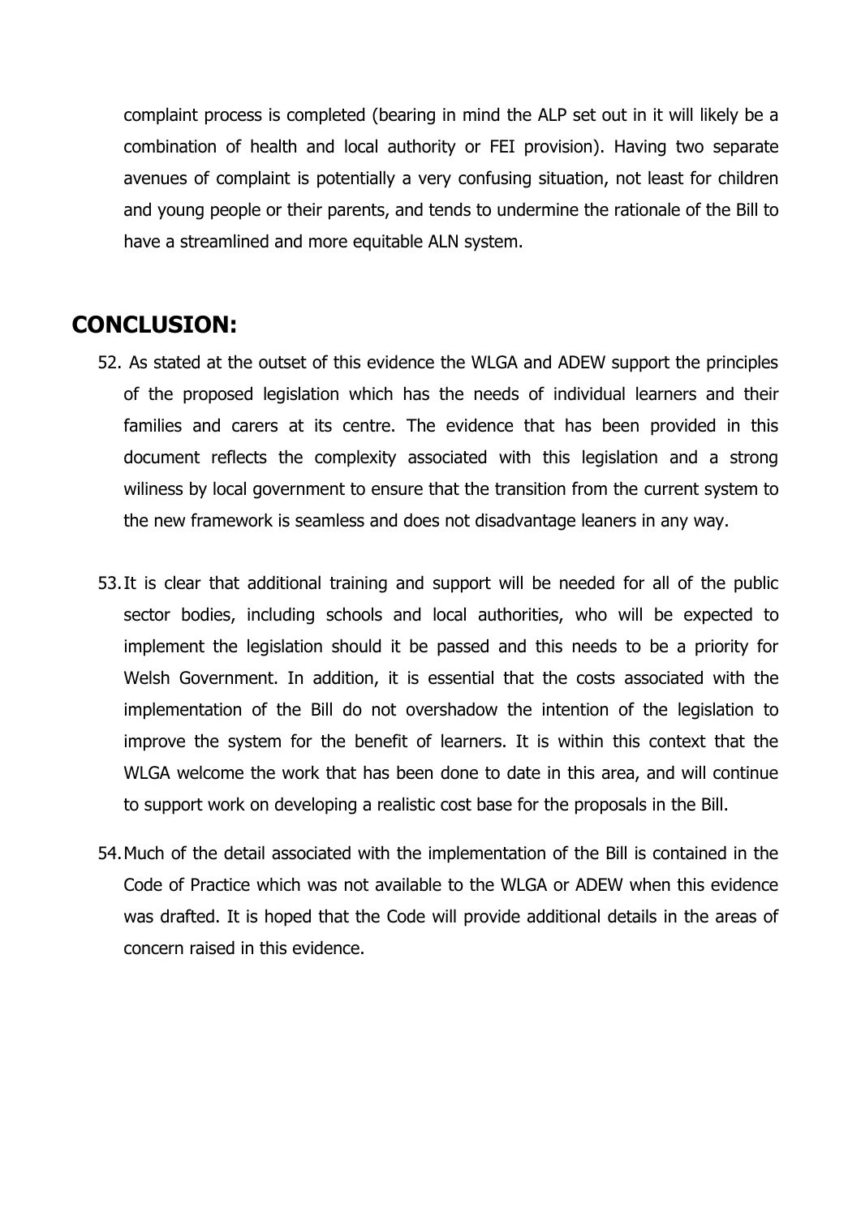complaint process is completed (bearing in mind the ALP set out in it will likely be a combination of health and local authority or FEI provision). Having two separate avenues of complaint is potentially a very confusing situation, not least for children and young people or their parents, and tends to undermine the rationale of the Bill to have a streamlined and more equitable ALN system.

## CONCLUSION:

52. As stated at the outset of this evidence the WLGA and ADEW support the principles of the proposed legislation which has the needs of individual learners and their families and carers at its centre. The evidence that has been provided in this document reflects the complexity associated with this legislation and a strong wiliness by local government to ensure that the transition from the current system to the new framework is seamless and does not disadvantage leaners in any way.

53. It is clear that additional training and support will be needed for all of the public sector bodies, including schools and local authorities, who will be expected to implement the legislation should it be passed and this needs to be a priority for Welsh Government. In addition, it is essential that the costs associated with the implementation of the Bill do not overshadow the intention of the legislation to improve the system for the benefit of learners. It is within this context that the WLGA welcome the work that has been done to date in this area, and will continue to support work on developing a realistic cost base for the proposals in the Bill.

54. Much of the detail associated with the implementation of the Bill is contained in the Code of Practice which was not available to the WLGA or ADEW when this evidence was drafted. It is hoped that the Code will provide additional details in the areas of concern raised in this evidence.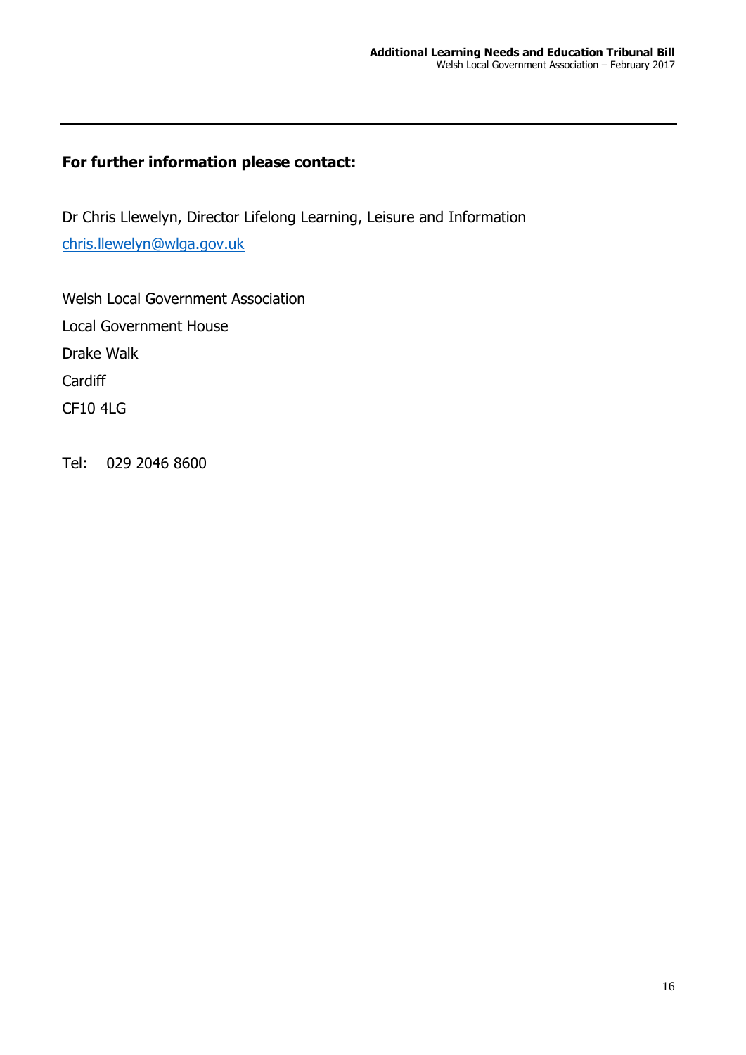**For further information please contact:**

Dr Chris Llewelyn, Director Lifelong Learning, Leisure and Information
chris.llewelyn@wlga.gov.uk

Welsh Local Government Association
Local Government House
Drake Walk
Cardiff
CF10 4LG

Tel: 029 2046 8600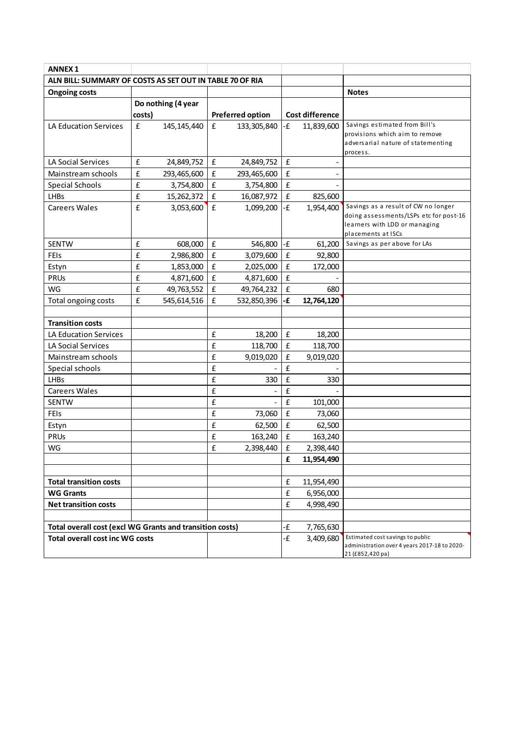**ANNEX 1**

**ALN BILL: SUMMARY OF COSTS AS SET OUT IN TABLE 70 OF RIA**

| **Ongoing costs** | **Do nothing (4 year costs)** | **Preferred option** | **Cost difference** | **Notes** |
|---|---|---|---|---|
| LA Education Services | £ 145,145,440 | £ 133,305,840 | -£ 11,839,600 | Savings estimated from Bill's provisions which aim to remove adversarial nature of statementing process. |
| LA Social Services | £ 24,849,752 | £ 24,849,752 | £ - | |
| Mainstream schools | £ 293,465,600 | £ 293,465,600 | £ - | |
| Special Schools | £ 3,754,800 | £ 3,754,800 | £ - | |
| LHBs | £ 15,262,372 | £ 16,087,972 | £ 825,600 | |
| Careers Wales | £ 3,053,600 | £ 1,099,200 | -£ 1,954,400 | Savings as a result of CW no longer doing assessments/LSPs etc for post-16 learners with LDD or managing placements at ISCs |
| SENTW | £ 608,000 | £ 546,800 | -£ 61,200 | Savings as per above for LAs |
| FEIs | £ 2,986,800 | £ 3,079,600 | £ 92,800 | |
| Estyn | £ 1,853,000 | £ 2,025,000 | £ 172,000 | |
| PRUs | £ 4,871,600 | £ 4,871,600 | £ - | |
| WG | £ 49,763,552 | £ 49,764,232 | £ 680 | |
| Total ongoing costs | £ 545,614,516 | £ 532,850,396 | **-£ 12,764,120** | |
| | | | | |
| **Transition costs** | | | | |
| LA Education Services | | £ 18,200 | £ 18,200 | |
| LA Social Services | | £ 118,700 | £ 118,700 | |
| Mainstream schools | | £ 9,019,020 | £ 9,019,020 | |
| Special schools | | £ - | £ - | |
| LHBs | | £ 330 | £ 330 | |
| Careers Wales | | £ - | £ - | |
| SENTW | | £ - | £ 101,000 | |
| FEIs | | £ 73,060 | £ 73,060 | |
| Estyn | | £ 62,500 | £ 62,500 | |
| PRUs | | £ 163,240 | £ 163,240 | |
| WG | | £ 2,398,440 | £ 2,398,440 | |
| | | | **£ 11,954,490** | |
| | | | | |
| **Total transition costs** | | | £ 11,954,490 | |
| **WG Grants** | | | £ 6,956,000 | |
| **Net transition costs** | | | £ 4,998,490 | |
| | | | | |
| **Total overall cost (excl WG Grants and transition costs)** | | | -£ 7,765,630 | |
| **Total overall cost inc WG costs** | | | -£ 3,409,680 | Estimated cost savings to public administration over 4 years 2017-18 to 2020-21 (£852,420 pa) |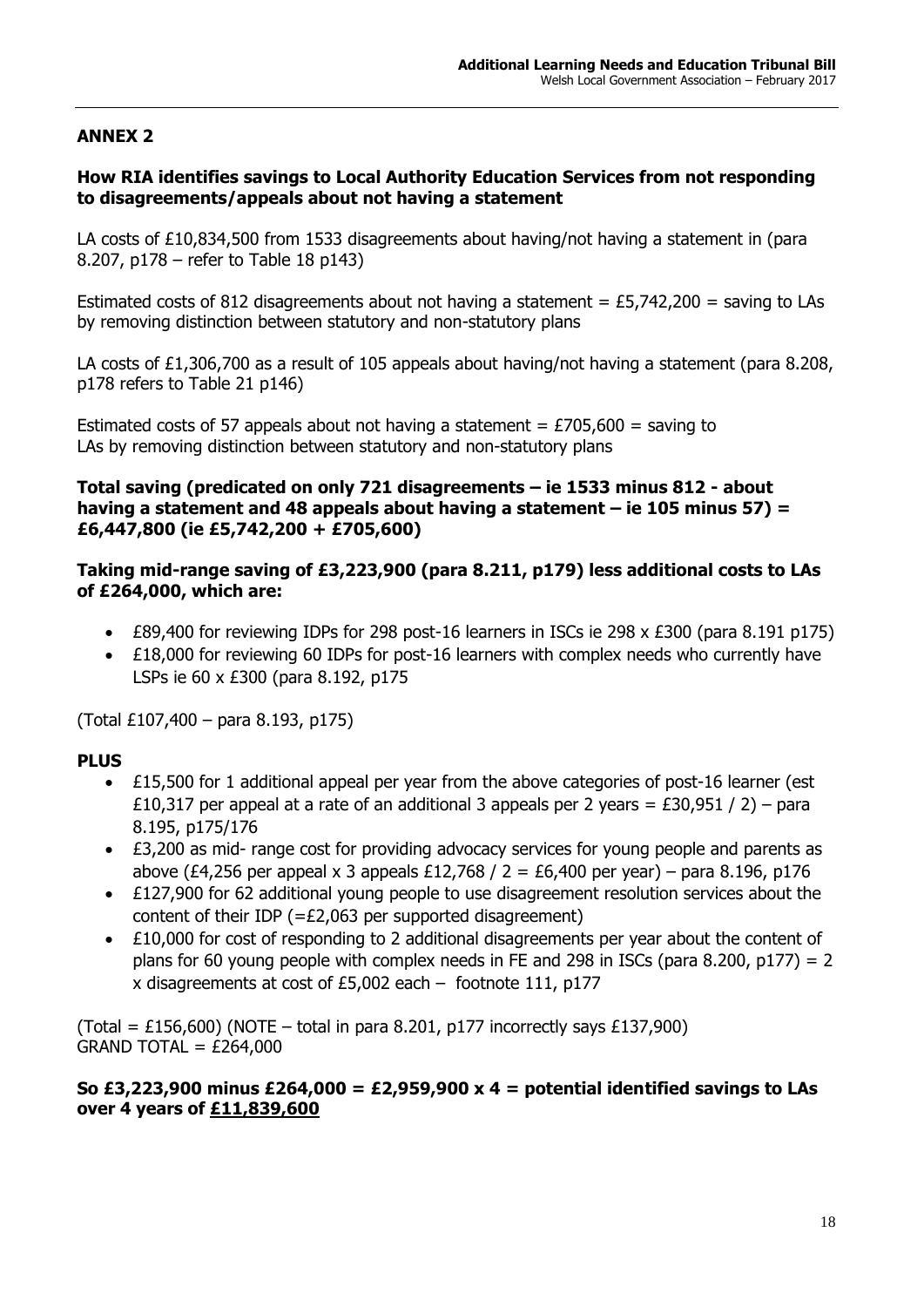## ANNEX 2

**How RIA identifies savings to Local Authority Education Services from not responding to disagreements/appeals about not having a statement**

LA costs of £10,834,500 from 1533 disagreements about having/not having a statement in (para 8.207, p178 – refer to Table 18 p143)

Estimated costs of 812 disagreements about not having a statement = £5,742,200 = saving to LAs by removing distinction between statutory and non-statutory plans

LA costs of £1,306,700 as a result of 105 appeals about having/not having a statement (para 8.208, p178 refers to Table 21 p146)

Estimated costs of 57 appeals about not having a statement = £705,600 = saving to LAs by removing distinction between statutory and non-statutory plans

**Total saving (predicated on only 721 disagreements – ie 1533 minus 812 - about having a statement and 48 appeals about having a statement – ie 105 minus 57) = £6,447,800 (ie £5,742,200 + £705,600)**

**Taking mid-range saving of £3,223,900 (para 8.211, p179) less additional costs to LAs of £264,000, which are:**

- £89,400 for reviewing IDPs for 298 post-16 learners in ISCs ie 298 x £300 (para 8.191 p175)
- £18,000 for reviewing 60 IDPs for post-16 learners with complex needs who currently have LSPs ie 60 x £300 (para 8.192, p175

(Total £107,400 – para 8.193, p175)

**PLUS**

- £15,500 for 1 additional appeal per year from the above categories of post-16 learner (est £10,317 per appeal at a rate of an additional 3 appeals per 2 years = £30,951 / 2) – para 8.195, p175/176
- £3,200 as mid- range cost for providing advocacy services for young people and parents as above (£4,256 per appeal x 3 appeals £12,768 / 2 = £6,400 per year) – para 8.196, p176
- £127,900 for 62 additional young people to use disagreement resolution services about the content of their IDP (=£2,063 per supported disagreement)
- £10,000 for cost of responding to 2 additional disagreements per year about the content of plans for 60 young people with complex needs in FE and 298 in ISCs (para 8.200, p177) = 2 x disagreements at cost of £5,002 each – footnote 111, p177

(Total = £156,600) (NOTE – total in para 8.201, p177 incorrectly says £137,900)
GRAND TOTAL = £264,000

**So £3,223,900 minus £264,000 = £2,959,900 x 4 = potential identified savings to LAs over 4 years of <u>£11,839,600</u>**